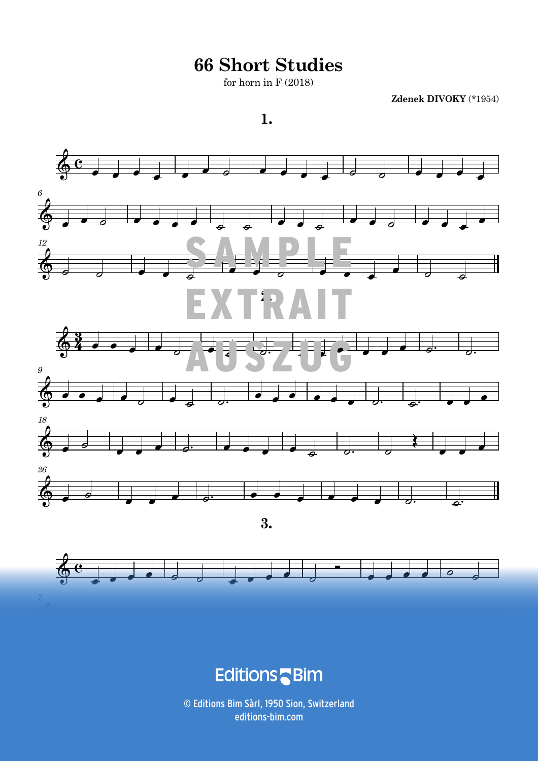# 66 Short Studies

for horn in F (2018)

**Zdenek DIVOKY** (*1954)

## 1.

## 2.

## 3.

Editions Bim

© Editions Bim Sàrl, 1950 Sion, Switzerland
editions-bim.com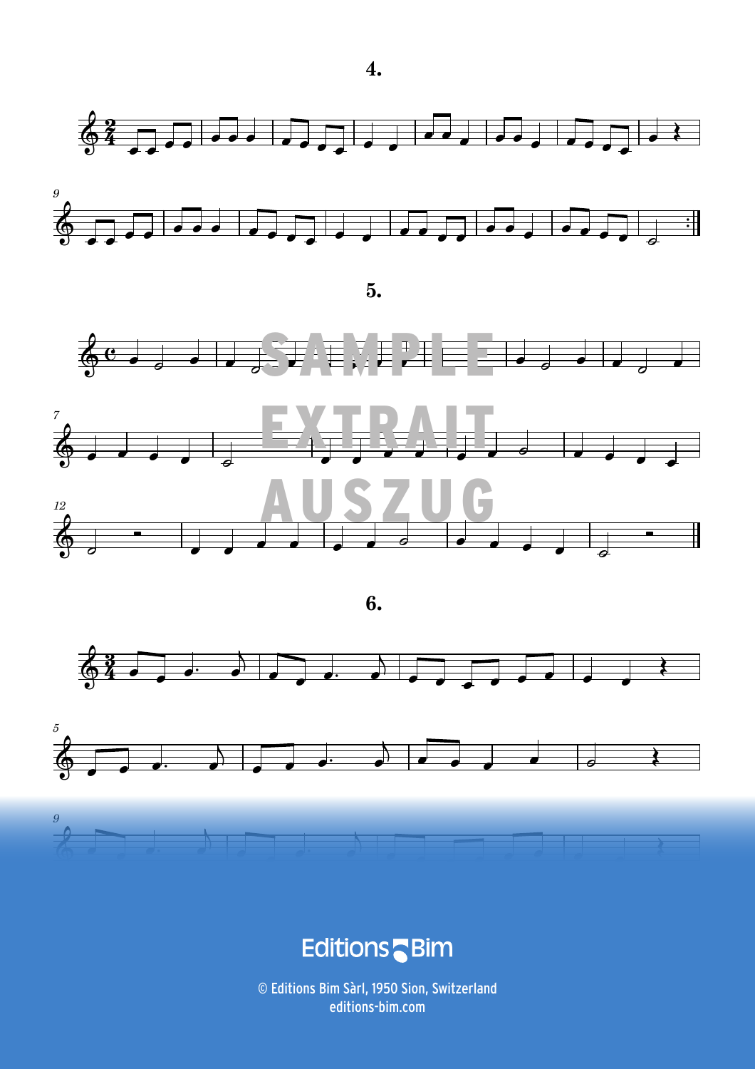**4.**

**5.**

SAMPLE

EXTRAIT

AUSZUG

**6.**

© Editions Bim Sàrl, 1950 Sion, Switzerland
editions-bim.com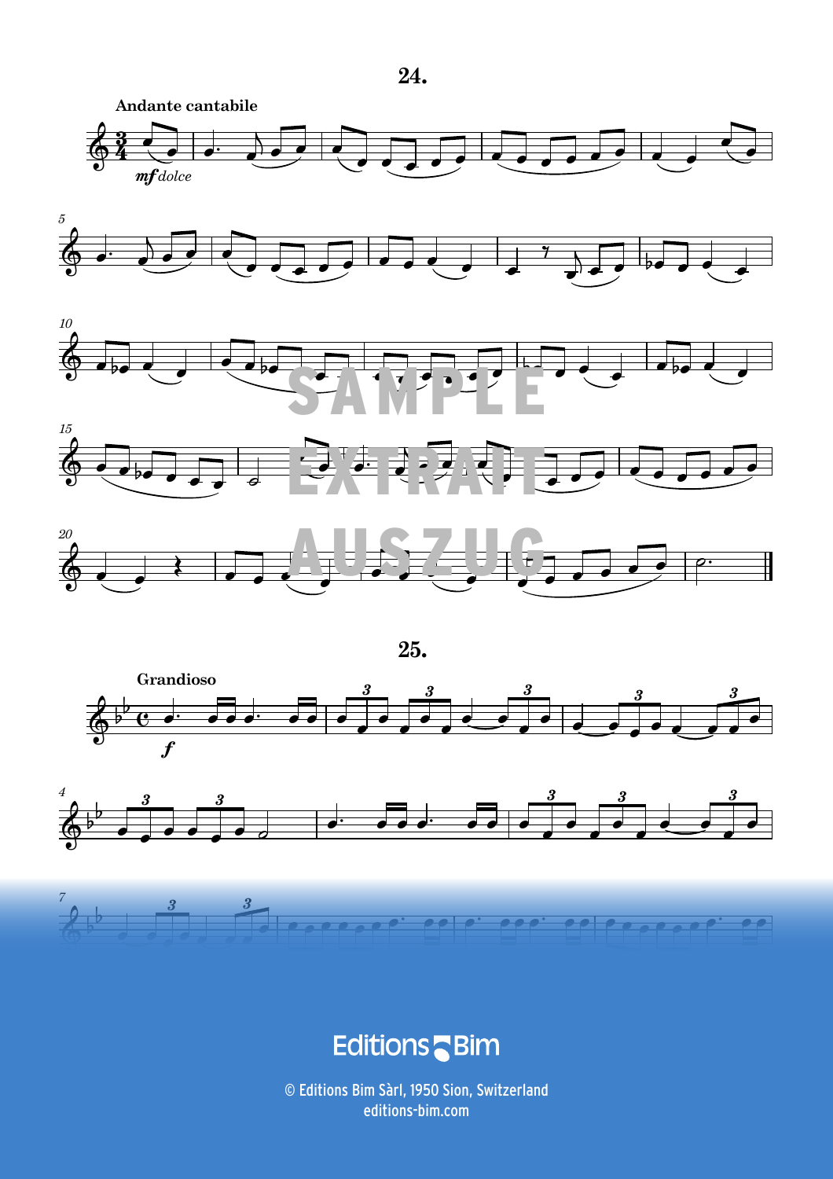**24.**

Andante cantabile

*mf dolce*

SAMPLE EXTRAIT AUSZUG

**25.**

Grandioso

***f***

Editions Bim

© Editions Bim Sàrl, 1950 Sion, Switzerland
editions-bim.com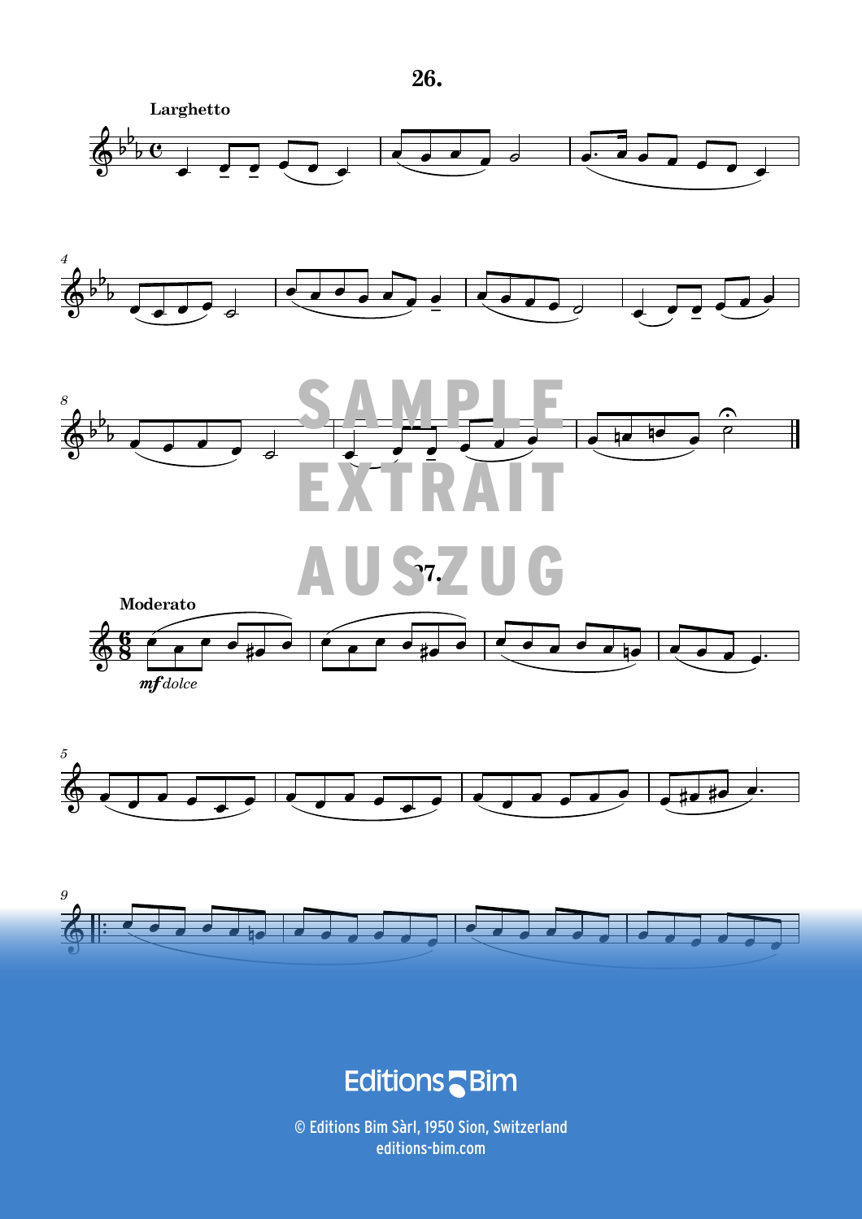## 26.

Larghetto

## 27.

Moderato

*mf dolce*

**Editions Bim**

© Editions Bim Sàrl, 1950 Sion, Switzerland
editions-bim.com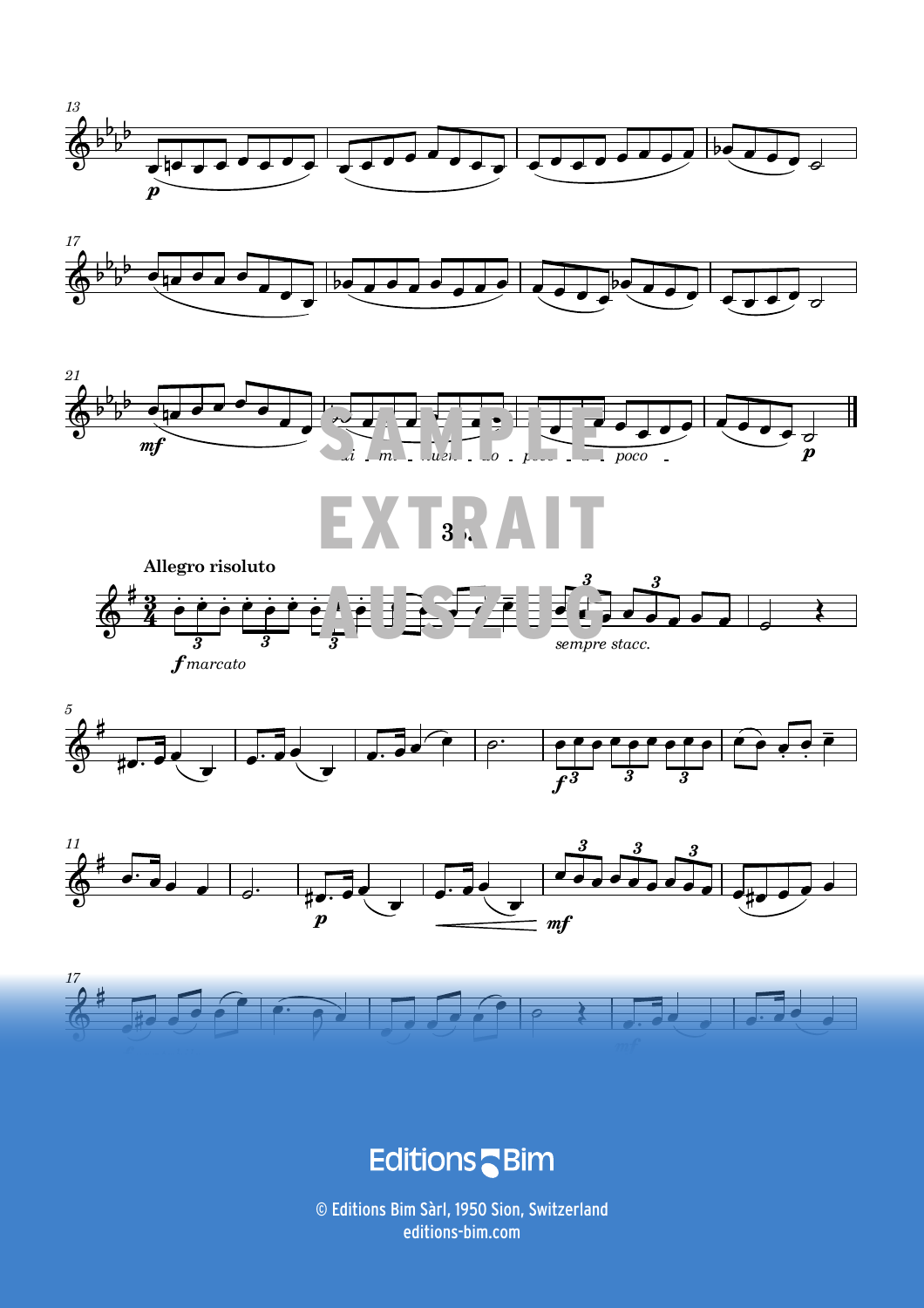## 3..

**Allegro risoluto**

© Editions Bim Sàrl, 1950 Sion, Switzerland
editions-bim.com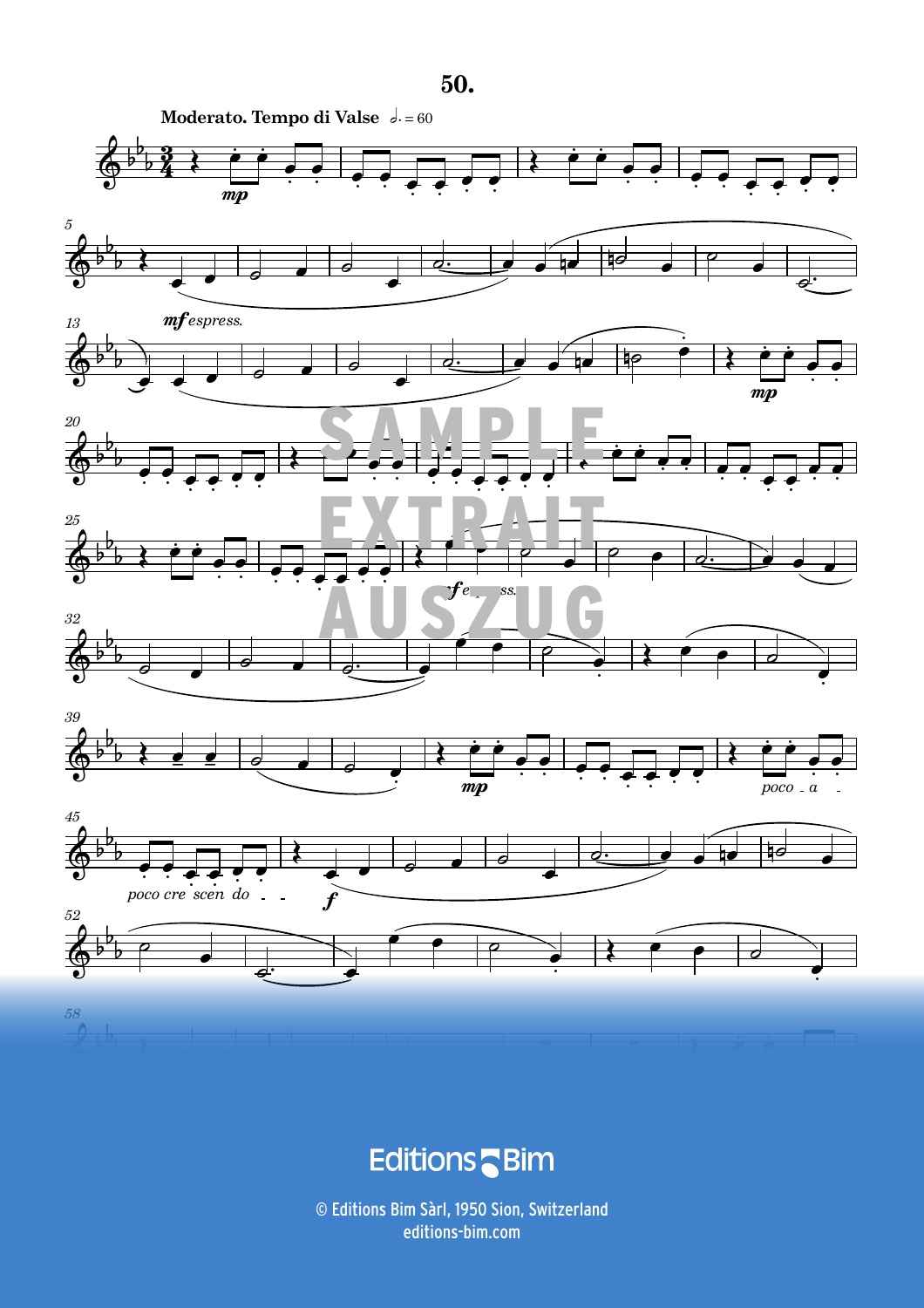# 50.

**Moderato. Tempo di Valse** ♩. = 60

Editions Bim

© Editions Bim Sàrl, 1950 Sion, Switzerland
editions-bim.com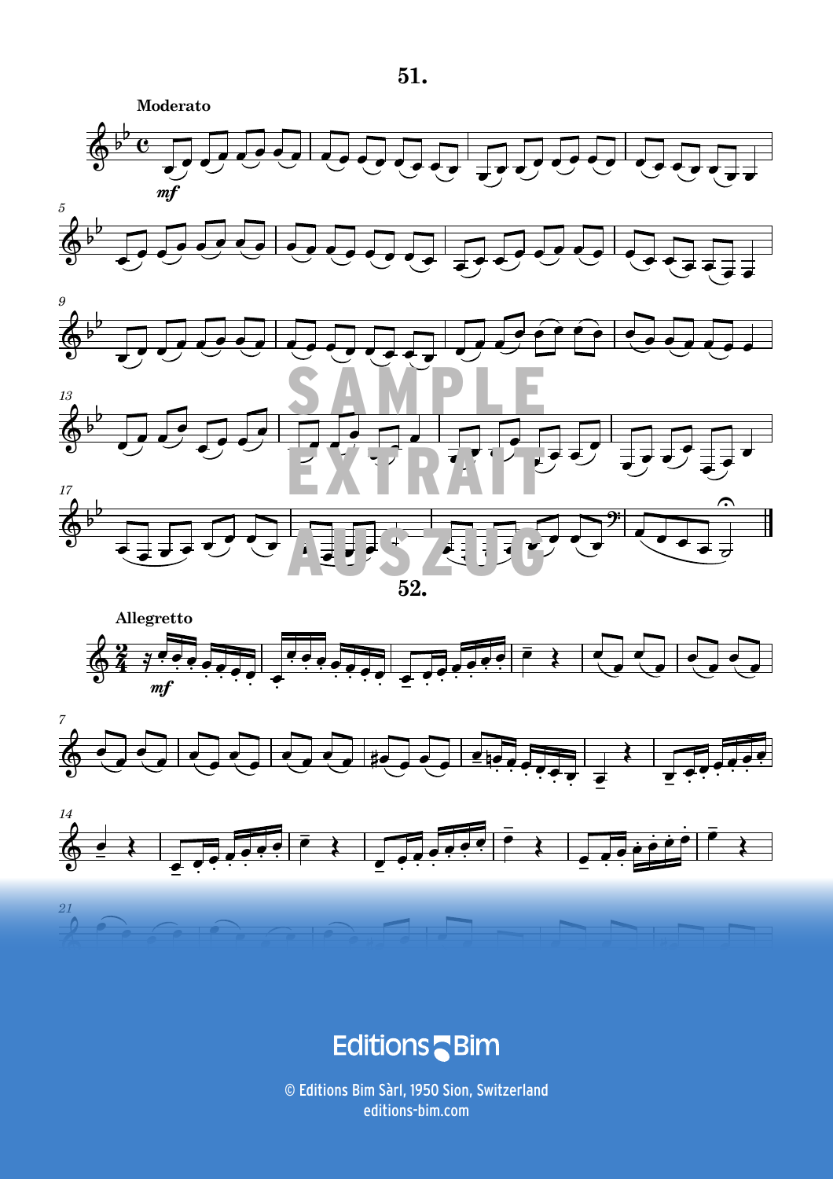## 51.

**Moderato**

*mf*

## 52.

**Allegretto**

*mf*

© Editions Bim Sàrl, 1950 Sion, Switzerland
editions-bim.com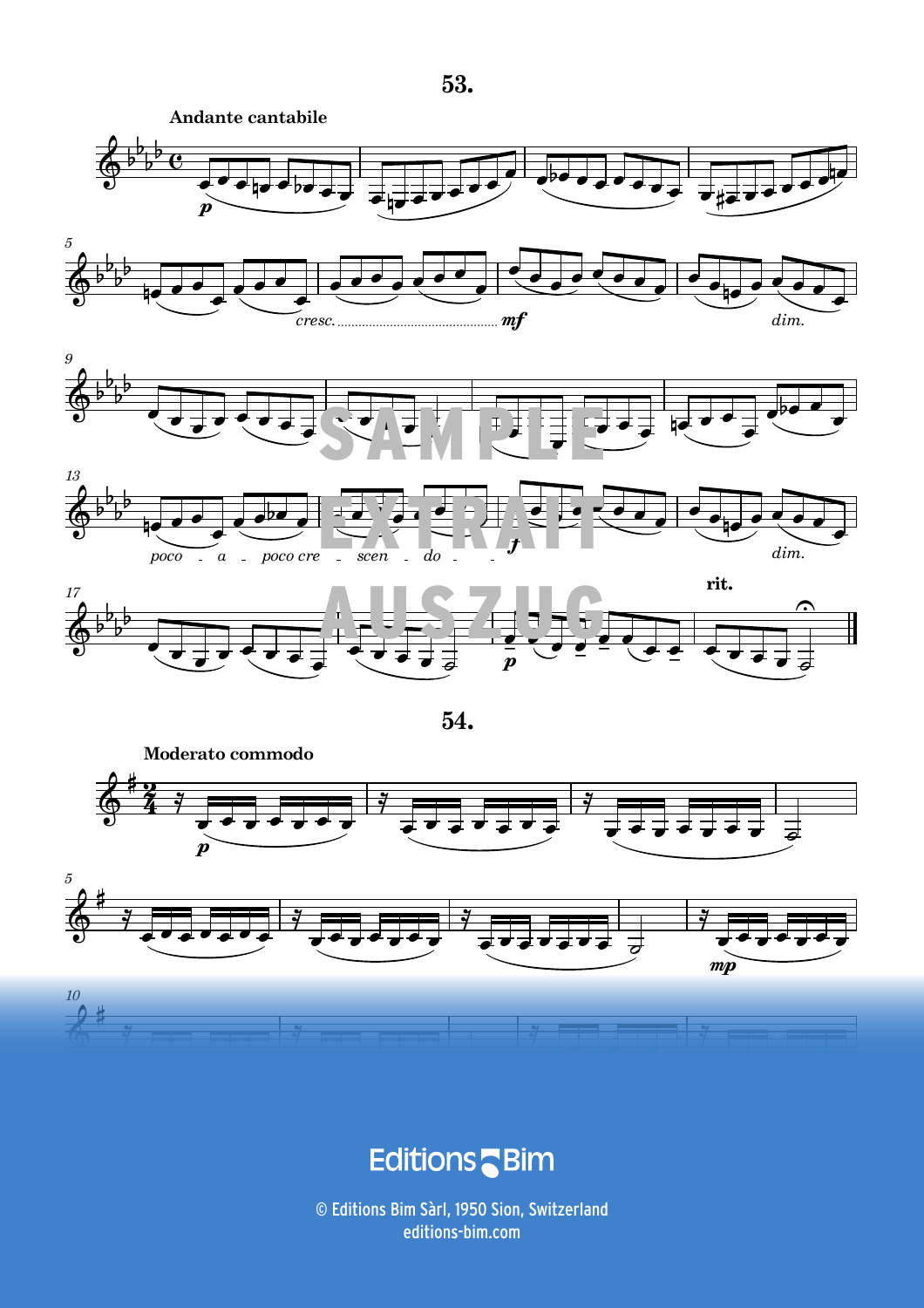## 53.

**Andante cantabile**

*p*

*cresc.* ........................................ ***mf***

*dim.*

*poco - a - poco cre - scen - do - - **f***

*dim.*

**rit.**

*p*

## 54.

**Moderato commodo**

*p*

*mp*

Editions Bim

© Editions Bim Sàrl, 1950 Sion, Switzerland
editions-bim.com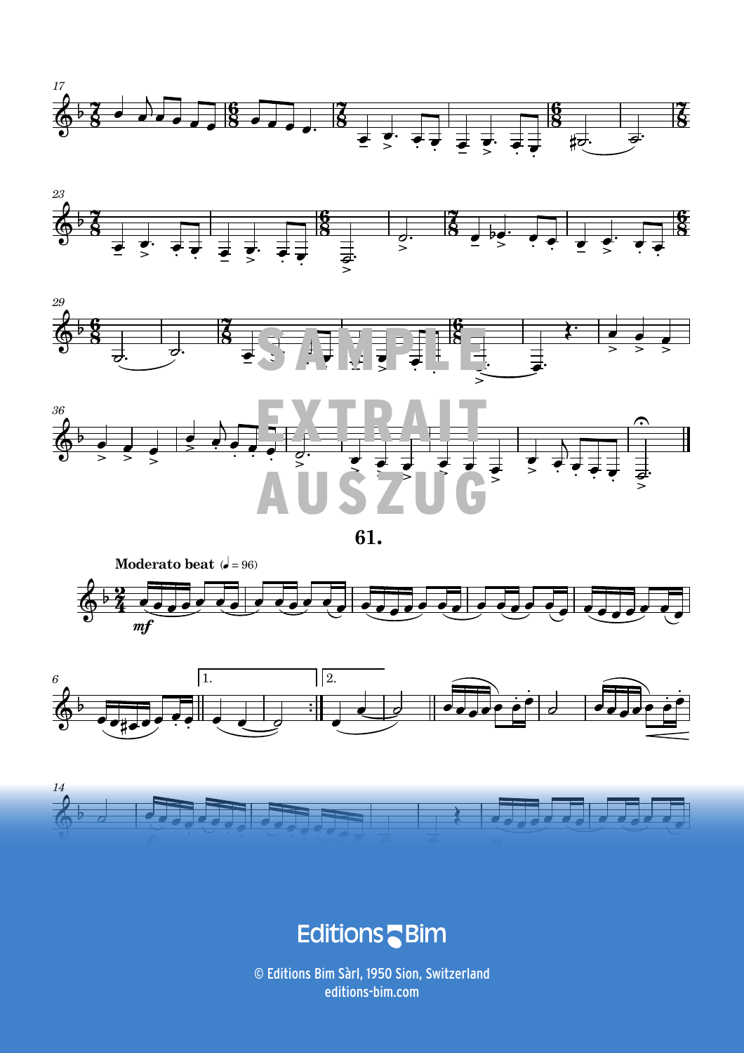**61.**

**Moderato beat** (♩ = 96)

© Editions Bim Sàrl, 1950 Sion, Switzerland
editions-bim.com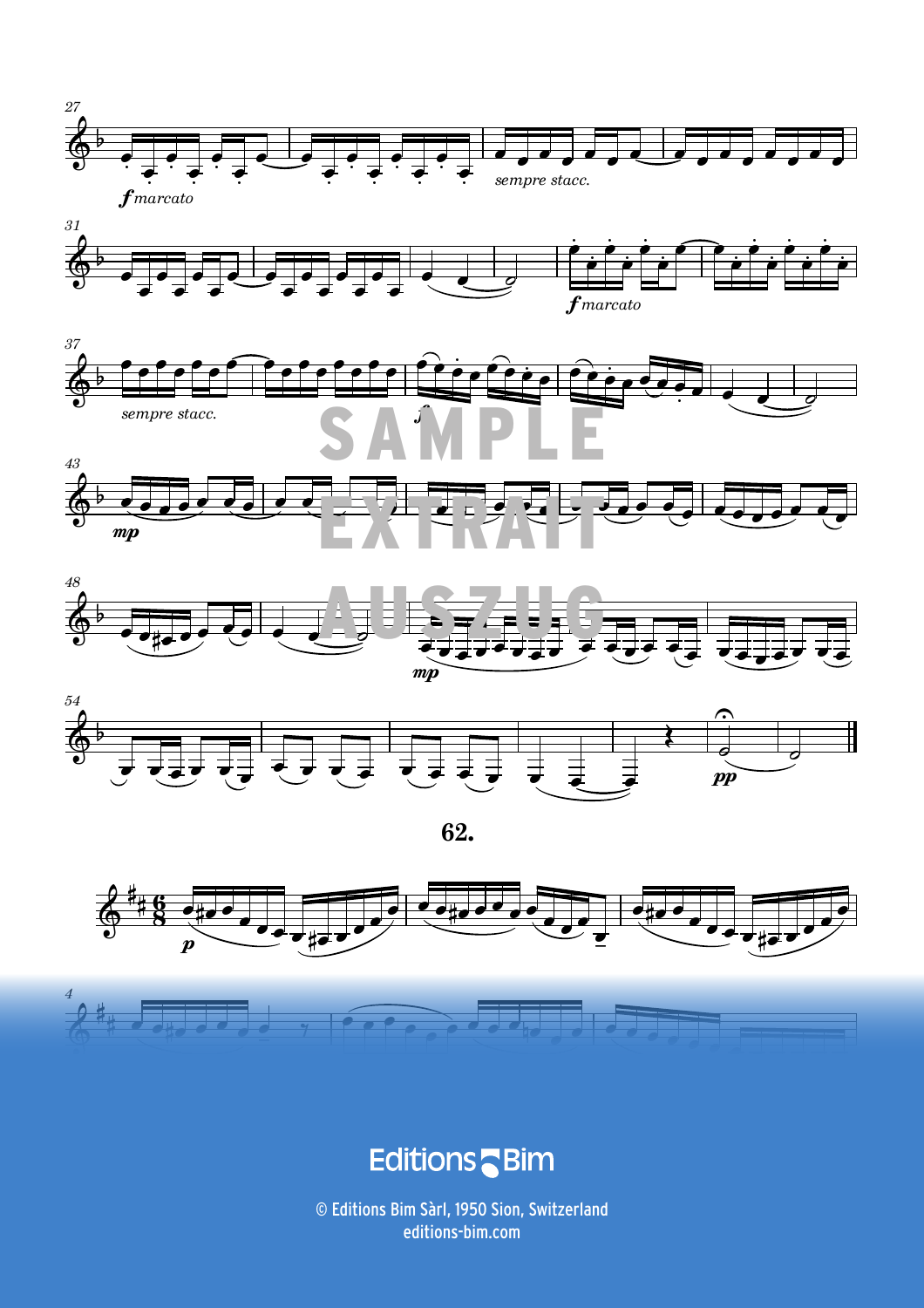**62.**

© Editions Bim Sàrl, 1950 Sion, Switzerland
editions-bim.com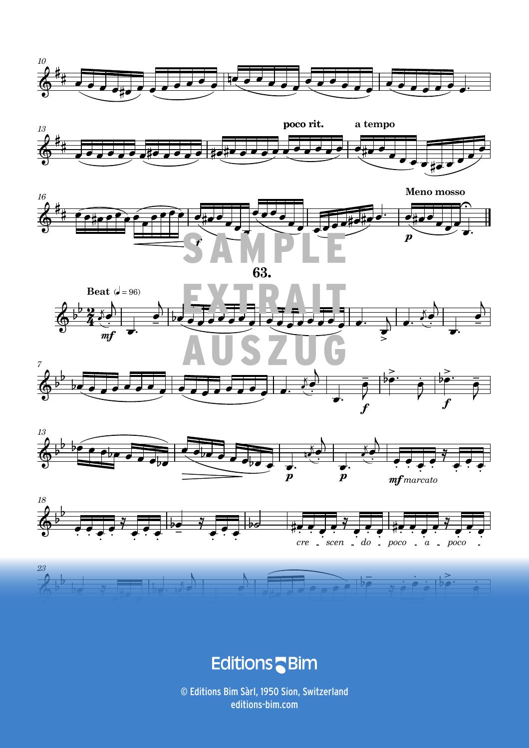poco rit. a tempo

Meno mosso

## 63.

**Beat** (♩ = 96)

*mf marcato*

*cre - scen - do - poco - a - poco -*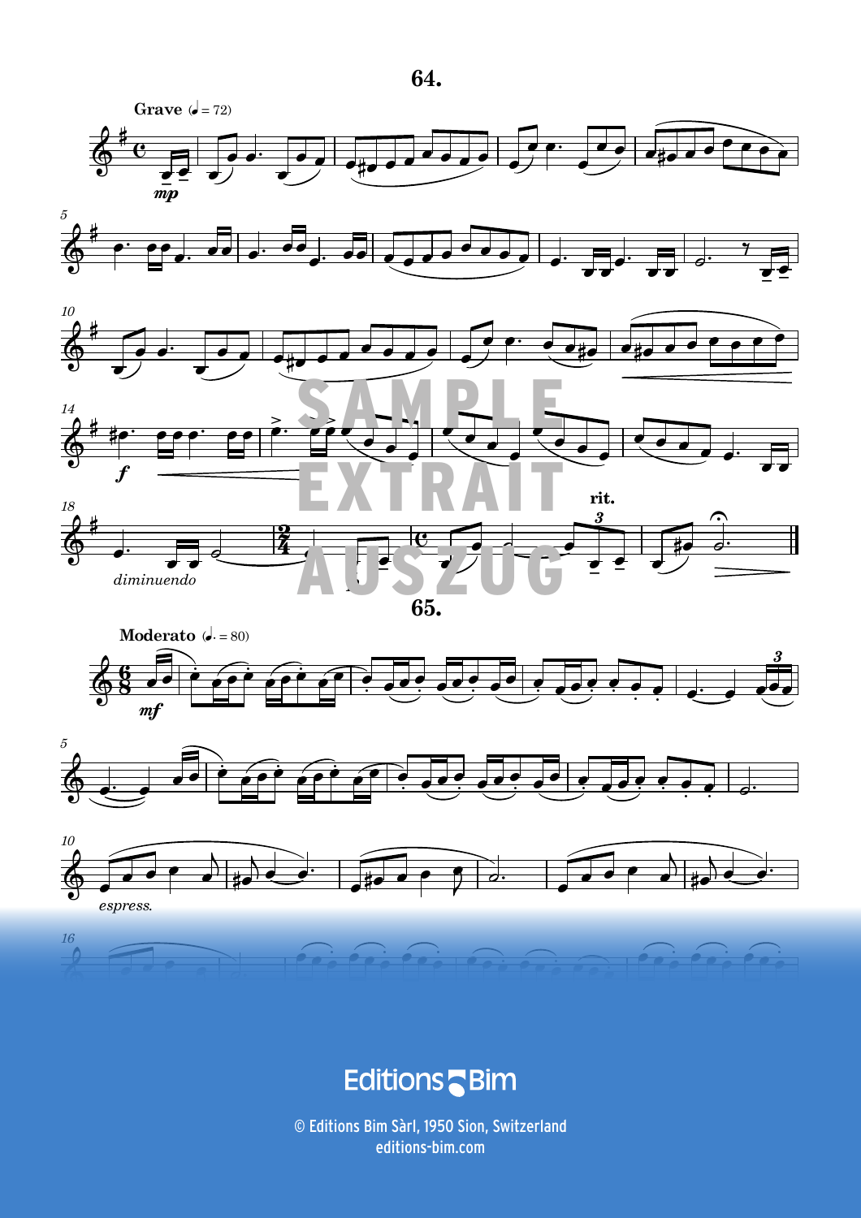## 64.

**Grave** (♩ = 72)

*mp*

*f*

*diminuendo*

**rit.**

## 65.

**Moderato** (♩. = 80)

*mf*

*espress.*

SAMPLE EXTRAIT AUSZUG

Editions Bim

© Editions Bim Sàrl, 1950 Sion, Switzerland
editions-bim.com